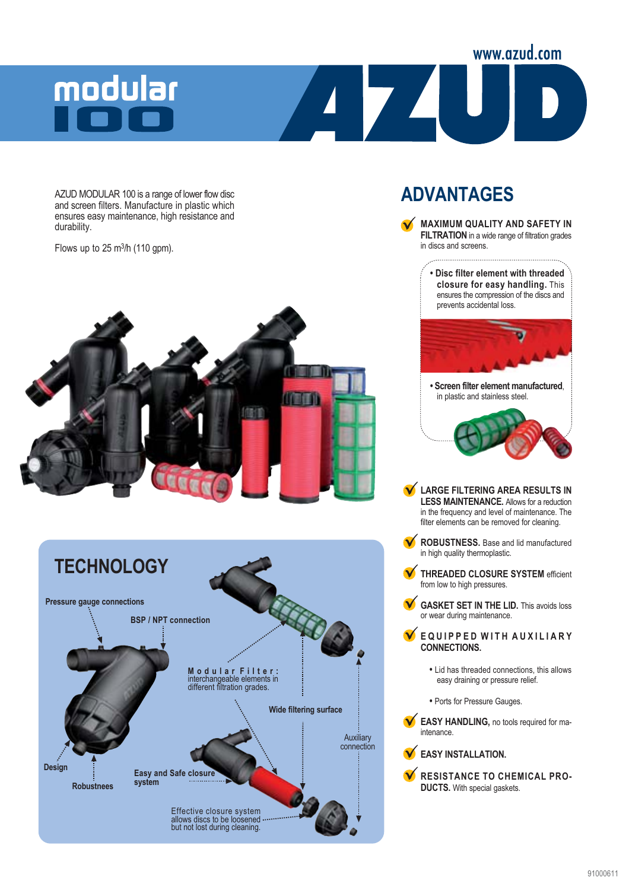www.azud.com

# modular 100

# AZUD

AZUD MODULAR 100 is a range of lower flow disc and screen filters. Manufacture in plastic which ensures easy maintenance, high resistance and durability.

Flows up to 25 $m^3$/h (110 gpm).

## TECHNOLOGY

Pressure gauge connections

BSP / NPT connection

**Modular Filter:** interchangeable elements in different filtration grades.

Wide filtering surface

Auxiliary connection

Design

Robustness

Easy and Safe closure system

Effective closure system allows discs to be loosened but not lost during cleaning.

## ADVANTAGES

- **MAXIMUM QUALITY AND SAFETY IN FILTRATION** in a wide range of filtration grades in discs and screens.
  - **Disc filter element with threaded closure for easy handling.** This ensures the compression of the discs and prevents accidental loss.
  - **Screen filter element manufactured**, in plastic and stainless steel.
- **LARGE FILTERING AREA RESULTS IN LESS MAINTENANCE.** Allows for a reduction in the frequency and level of maintenance. The filter elements can be removed for cleaning.
- **ROBUSTNESS.** Base and lid manufactured in high quality thermoplastic.
- **THREADED CLOSURE SYSTEM** efficient from low to high pressures.
- **GASKET SET IN THE LID.** This avoids loss or wear during maintenance.
- **EQUIPPED WITH AUXILIARY CONNECTIONS.**
  - Lid has threaded connections, this allows easy draining or pressure relief.
  - Ports for Pressure Gauges.
- **EASY HANDLING,** no tools required for maintenance.
- **EASY INSTALLATION.**
- **RESISTANCE TO CHEMICAL PRODUCTS.** With special gaskets.

91000611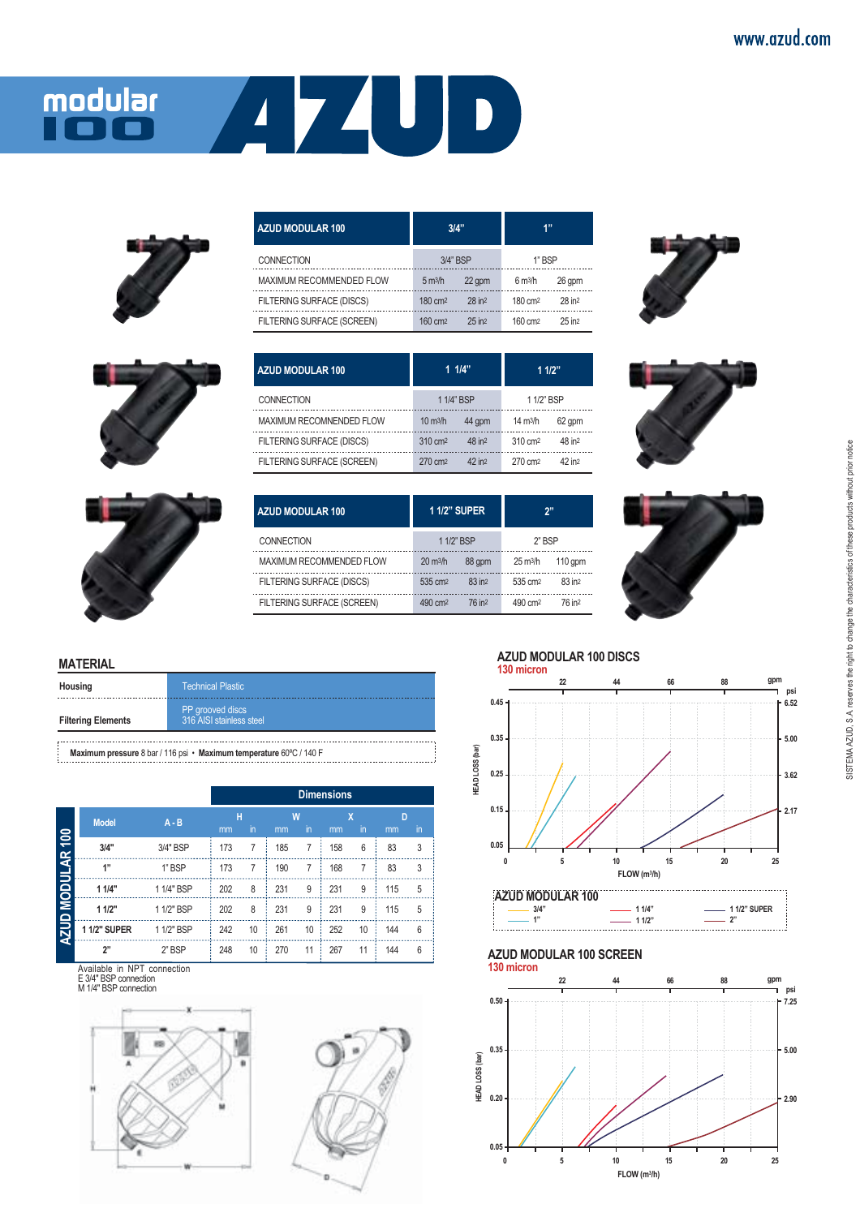www.azud.com

# modular 100 AZUD

| AZUD MODULAR 100 | 3/4" | | 1" | |
|---|---|---|---|---|
| CONNECTION | 3/4" BSP | | 1" BSP | |
| MAXIMUM RECOMMENDED FLOW | 5 m³/h | 22 gpm | 6 m³/h | 26 gpm |
| FILTERING SURFACE (DISCS) | 180 cm² | 28 in² | 180 cm² | 28 in² |
| FILTERING SURFACE (SCREEN) | 160 cm² | 25 in² | 160 cm² | 25 in² |

| AZUD MODULAR 100 | 1 1/4" | | 1 1/2" | |
|---|---|---|---|---|
| CONNECTION | 1 1/4" BSP | | 1 1/2" BSP | |
| MAXIMUM RECOMMENDED FLOW | 10 m³/h | 44 gpm | 14 m³/h | 62 gpm |
| FILTERING SURFACE (DISCS) | 310 cm² | 48 in² | 310 cm² | 48 in² |
| FILTERING SURFACE (SCREEN) | 270 cm² | 42 in² | 270 cm² | 42 in² |

| AZUD MODULAR 100 | 1 1/2" SUPER | | 2" | |
|---|---|---|---|---|
| CONNECTION | 1 1/2" BSP | | 2" BSP | |
| MAXIMUM RECOMMENDED FLOW | 20 m³/h | 88 gpm | 25 m³/h | 110 gpm |
| FILTERING SURFACE (DISCS) | 535 cm² | 83 in² | 535 cm² | 83 in² |
| FILTERING SURFACE (SCREEN) | 490 cm² | 76 in² | 490 cm² | 76 in² |

## MATERIAL

| | |
|---|---|
| Housing | Technical Plastic |
| Filtering Elements | PP grooved discs<br>316 AISI stainless steel |

**Maximum pressure** 8 bar / 116 psi • **Maximum temperature** 60ºC / 140 F

### AZUD MODULAR 100 – Dimensions

| Model | A - B | H (mm) | H (in) | W (mm) | W (in) | X (mm) | X (in) | D (mm) | D (in) |
|---|---|---|---|---|---|---|---|---|---|
| 3/4" | 3/4" BSP | 173 | 7 | 185 | 7 | 158 | 6 | 83 | 3 |
| 1" | 1" BSP | 173 | 7 | 190 | 7 | 168 | 7 | 83 | 3 |
| 1 1/4" | 1 1/4" BSP | 202 | 8 | 231 | 9 | 231 | 9 | 115 | 5 |
| 1 1/2" | 1 1/2" BSP | 202 | 8 | 231 | 9 | 231 | 9 | 115 | 5 |
| 1 1/2" SUPER | 1 1/2" BSP | 242 | 10 | 261 | 10 | 252 | 10 | 144 | 6 |
| 2" | 2" BSP | 248 | 10 | 270 | 11 | 267 | 11 | 144 | 6 |

Available in NPT connection
E 3/4" BSP connection
M 1/4" BSP connection

## AZUD MODULAR 100 DISCS
130 micron

HEAD LOSS (bar): 0.05, 0.15, 0.25, 0.35, 0.45
FLOW (m³/h): 0, 5, 10, 15, 20, 25
gpm: 22, 44, 66, 88
psi: 2.17, 3.62, 5.00, 6.52

AZUD MODULAR 100
3/4" — 1" — 1 1/4" — 1 1/2" — 1 1/2" SUPER — 2"

## AZUD MODULAR 100 SCREEN
130 micron

HEAD LOSS (bar): 0.05, 0.20, 0.35, 0.50
FLOW (m³/h): 0, 5, 10, 15, 20, 25
gpm: 22, 44, 66, 88
psi: 2.90, 5.00, 7.25

SISTEMA AZUD, S.A. reserves the right to change the characteristics of these products without prior notice